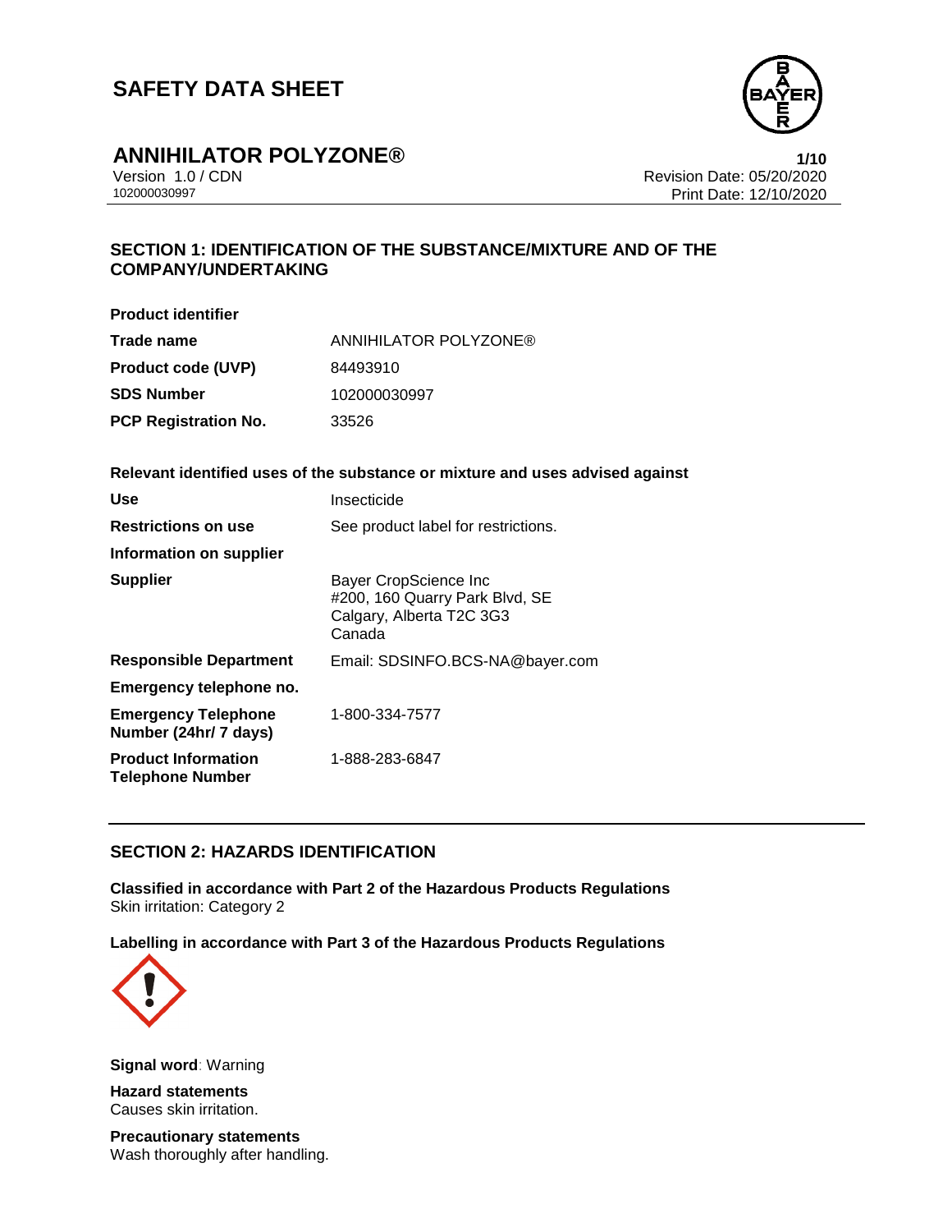# SAFETY DATA SHEET

## ANNIHILATOR POLYZONE®

Version 1.0 / CDN
102000030997

Revision Date: 05/20/2020
Print Date: 12/10/2020

## SECTION 1: IDENTIFICATION OF THE SUBSTANCE/MIXTURE AND OF THE COMPANY/UNDERTAKING

**Product identifier**

| | |
|---|---|
| **Trade name** | ANNIHILATOR POLYZONE® |
| **Product code (UVP)** | 84493910 |
| **SDS Number** | 102000030997 |
| **PCP Registration No.** | 33526 |

**Relevant identified uses of the substance or mixture and uses advised against**

| | |
|---|---|
| **Use** | Insecticide |
| **Restrictions on use** | See product label for restrictions. |
| **Information on supplier** | |
| **Supplier** | Bayer CropScience Inc<br>#200, 160 Quarry Park Blvd, SE<br>Calgary, Alberta T2C 3G3<br>Canada |
| **Responsible Department** | Email: SDSINFO.BCS-NA@bayer.com |
| **Emergency telephone no.** | |
| **Emergency Telephone Number (24hr/ 7 days)** | 1-800-334-7577 |
| **Product Information Telephone Number** | 1-888-283-6847 |

## SECTION 2: HAZARDS IDENTIFICATION

**Classified in accordance with Part 2 of the Hazardous Products Regulations**
Skin irritation: Category 2

**Labelling in accordance with Part 3 of the Hazardous Products Regulations**

**Signal word**: Warning

**Hazard statements**
Causes skin irritation.

**Precautionary statements**
Wash thoroughly after handling.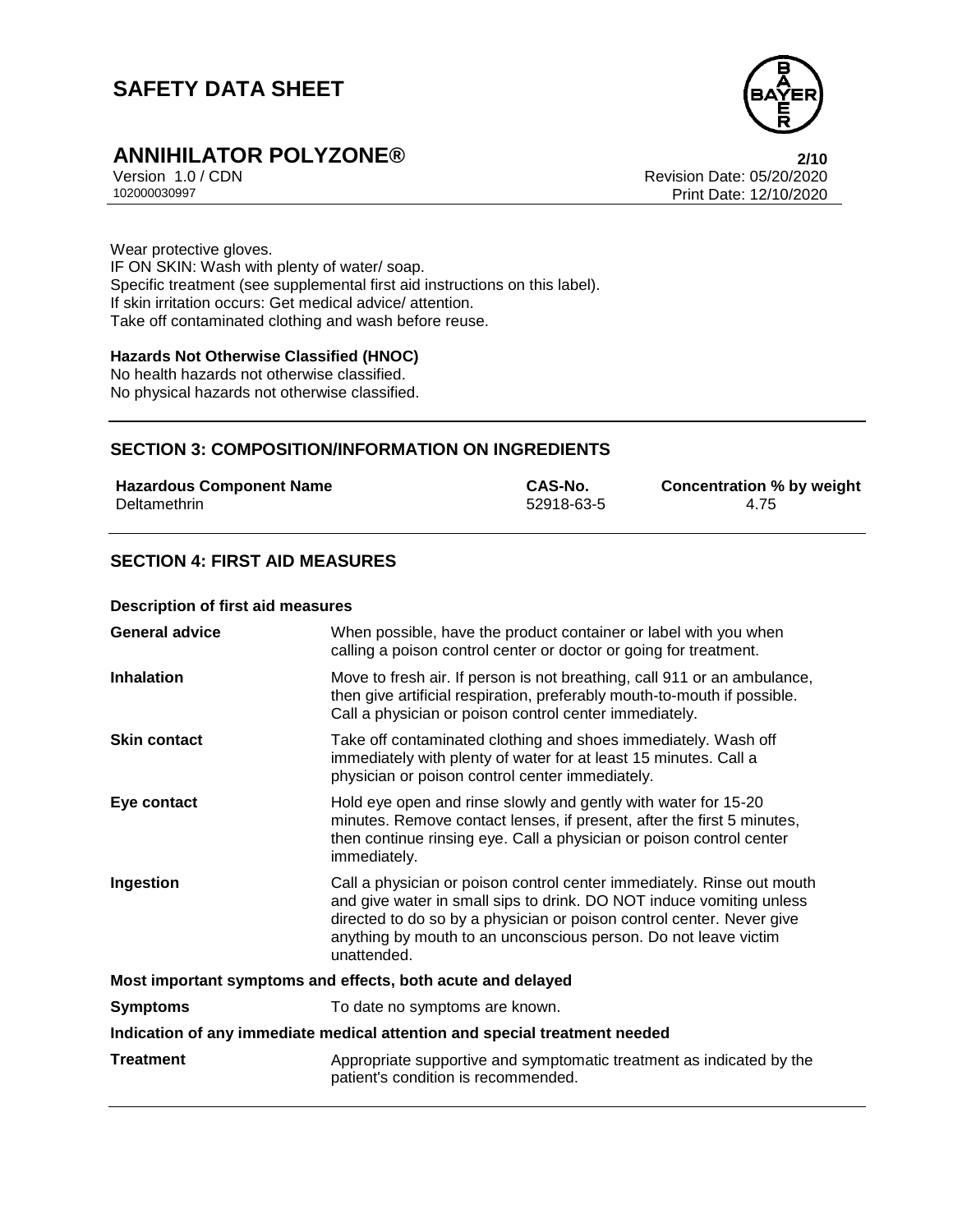Wear protective gloves.
IF ON SKIN: Wash with plenty of water/ soap.
Specific treatment (see supplemental first aid instructions on this label).
If skin irritation occurs: Get medical advice/ attention.
Take off contaminated clothing and wash before reuse.

**Hazards Not Otherwise Classified (HNOC)**
No health hazards not otherwise classified.
No physical hazards not otherwise classified.

## SECTION 3: COMPOSITION/INFORMATION ON INGREDIENTS

| Hazardous Component Name | CAS-No. | Concentration % by weight |
|---|---|---|
| Deltamethrin | 52918-63-5 | 4.75 |

## SECTION 4: FIRST AID MEASURES

**Description of first aid measures**

| | |
|---|---|
| **General advice** | When possible, have the product container or label with you when calling a poison control center or doctor or going for treatment. |
| **Inhalation** | Move to fresh air. If person is not breathing, call 911 or an ambulance, then give artificial respiration, preferably mouth-to-mouth if possible. Call a physician or poison control center immediately. |
| **Skin contact** | Take off contaminated clothing and shoes immediately. Wash off immediately with plenty of water for at least 15 minutes. Call a physician or poison control center immediately. |
| **Eye contact** | Hold eye open and rinse slowly and gently with water for 15-20 minutes. Remove contact lenses, if present, after the first 5 minutes, then continue rinsing eye. Call a physician or poison control center immediately. |
| **Ingestion** | Call a physician or poison control center immediately. Rinse out mouth and give water in small sips to drink. DO NOT induce vomiting unless directed to do so by a physician or poison control center. Never give anything by mouth to an unconscious person. Do not leave victim unattended. |

**Most important symptoms and effects, both acute and delayed**

| | |
|---|---|
| **Symptoms** | To date no symptoms are known. |

**Indication of any immediate medical attention and special treatment needed**

| | |
|---|---|
| **Treatment** | Appropriate supportive and symptomatic treatment as indicated by the patient's condition is recommended. |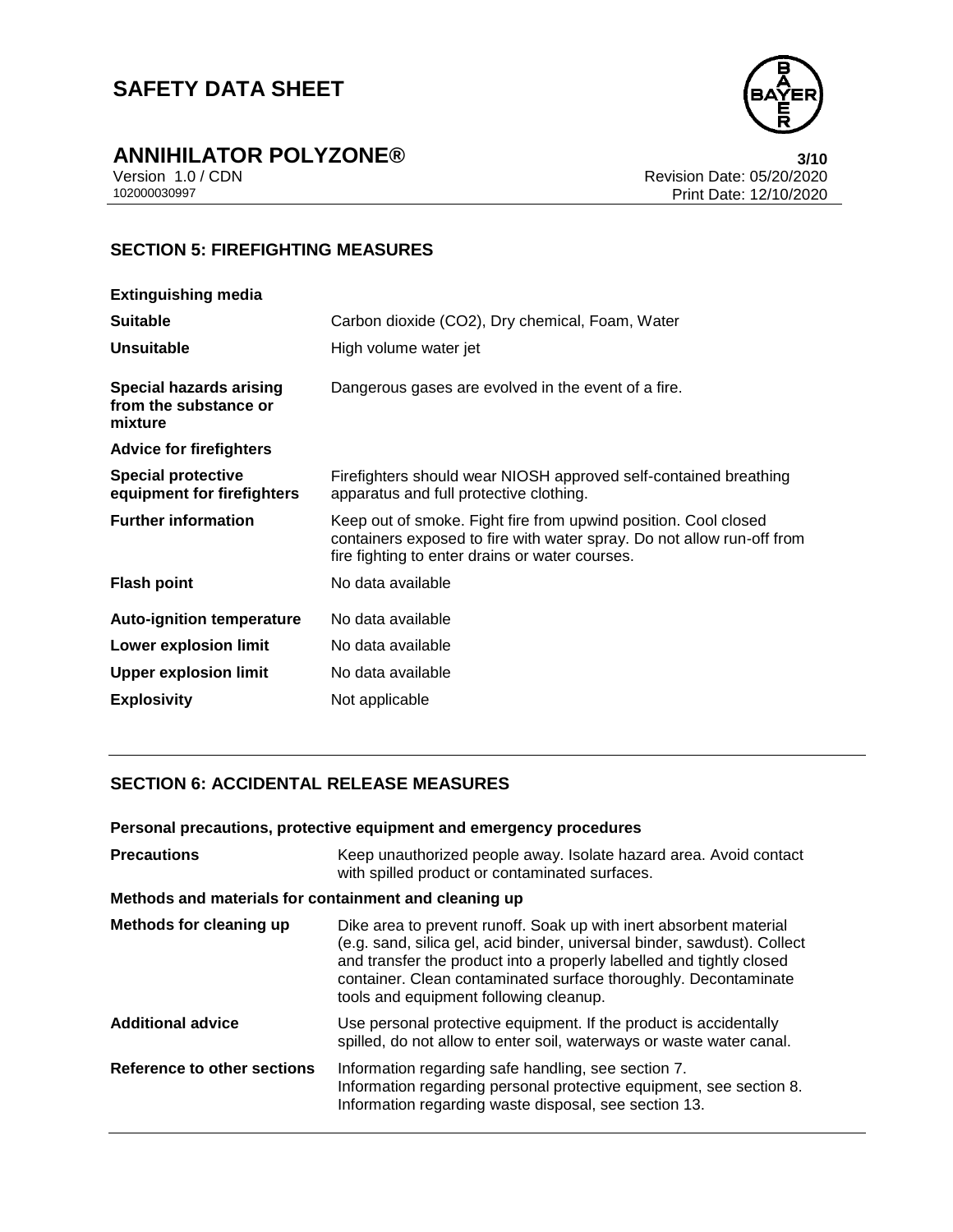## SECTION 5: FIREFIGHTING MEASURES

**Extinguishing media**

| | |
|---|---|
| **Suitable** | Carbon dioxide (CO2), Dry chemical, Foam, Water |
| **Unsuitable** | High volume water jet |
| **Special hazards arising from the substance or mixture** | Dangerous gases are evolved in the event of a fire. |

**Advice for firefighters**

| | |
|---|---|
| **Special protective equipment for firefighters** | Firefighters should wear NIOSH approved self-contained breathing apparatus and full protective clothing. |
| **Further information** | Keep out of smoke. Fight fire from upwind position. Cool closed containers exposed to fire with water spray. Do not allow run-off from fire fighting to enter drains or water courses. |
| **Flash point** | No data available |
| **Auto-ignition temperature** | No data available |
| **Lower explosion limit** | No data available |
| **Upper explosion limit** | No data available |
| **Explosivity** | Not applicable |

## SECTION 6: ACCIDENTAL RELEASE MEASURES

**Personal precautions, protective equipment and emergency procedures**

| | |
|---|---|
| **Precautions** | Keep unauthorized people away. Isolate hazard area. Avoid contact with spilled product or contaminated surfaces. |

**Methods and materials for containment and cleaning up**

| | |
|---|---|
| **Methods for cleaning up** | Dike area to prevent runoff. Soak up with inert absorbent material (e.g. sand, silica gel, acid binder, universal binder, sawdust). Collect and transfer the product into a properly labelled and tightly closed container. Clean contaminated surface thoroughly. Decontaminate tools and equipment following cleanup. |
| **Additional advice** | Use personal protective equipment. If the product is accidentally spilled, do not allow to enter soil, waterways or waste water canal. |
| **Reference to other sections** | Information regarding safe handling, see section 7.<br>Information regarding personal protective equipment, see section 8.<br>Information regarding waste disposal, see section 13. |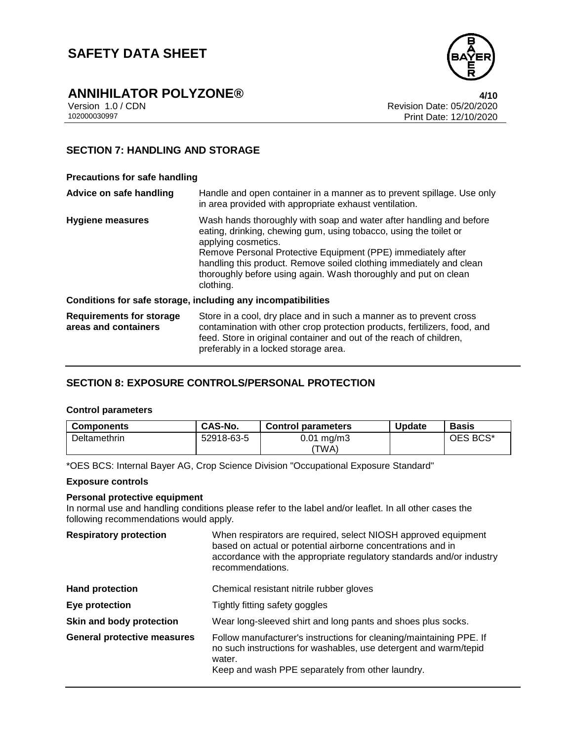## SECTION 7: HANDLING AND STORAGE

### Precautions for safe handling

| | |
|---|---|
| **Advice on safe handling** | Handle and open container in a manner as to prevent spillage. Use only in area provided with appropriate exhaust ventilation. |
| **Hygiene measures** | Wash hands thoroughly with soap and water after handling and before eating, drinking, chewing gum, using tobacco, using the toilet or applying cosmetics.<br>Remove Personal Protective Equipment (PPE) immediately after handling this product. Remove soiled clothing immediately and clean thoroughly before using again. Wash thoroughly and put on clean clothing. |

### Conditions for safe storage, including any incompatibilities

| | |
|---|---|
| **Requirements for storage areas and containers** | Store in a cool, dry place and in such a manner as to prevent cross contamination with other crop protection products, fertilizers, food, and feed. Store in original container and out of the reach of children, preferably in a locked storage area. |

## SECTION 8: EXPOSURE CONTROLS/PERSONAL PROTECTION

### Control parameters

| Components | CAS-No. | Control parameters | Update | Basis |
|---|---|---|---|---|
| Deltamethrin | 52918-63-5 | 0.01 mg/m3 (TWA) | | OES BCS* |

*OES BCS: Internal Bayer AG, Crop Science Division "Occupational Exposure Standard"

### Exposure controls

**Personal protective equipment**

In normal use and handling conditions please refer to the label and/or leaflet. In all other cases the following recommendations would apply.

| | |
|---|---|
| **Respiratory protection** | When respirators are required, select NIOSH approved equipment based on actual or potential airborne concentrations and in accordance with the appropriate regulatory standards and/or industry recommendations. |
| **Hand protection** | Chemical resistant nitrile rubber gloves |
| **Eye protection** | Tightly fitting safety goggles |
| **Skin and body protection** | Wear long-sleeved shirt and long pants and shoes plus socks. |
| **General protective measures** | Follow manufacturer's instructions for cleaning/maintaining PPE. If no such instructions for washables, use detergent and warm/tepid water.<br>Keep and wash PPE separately from other laundry. |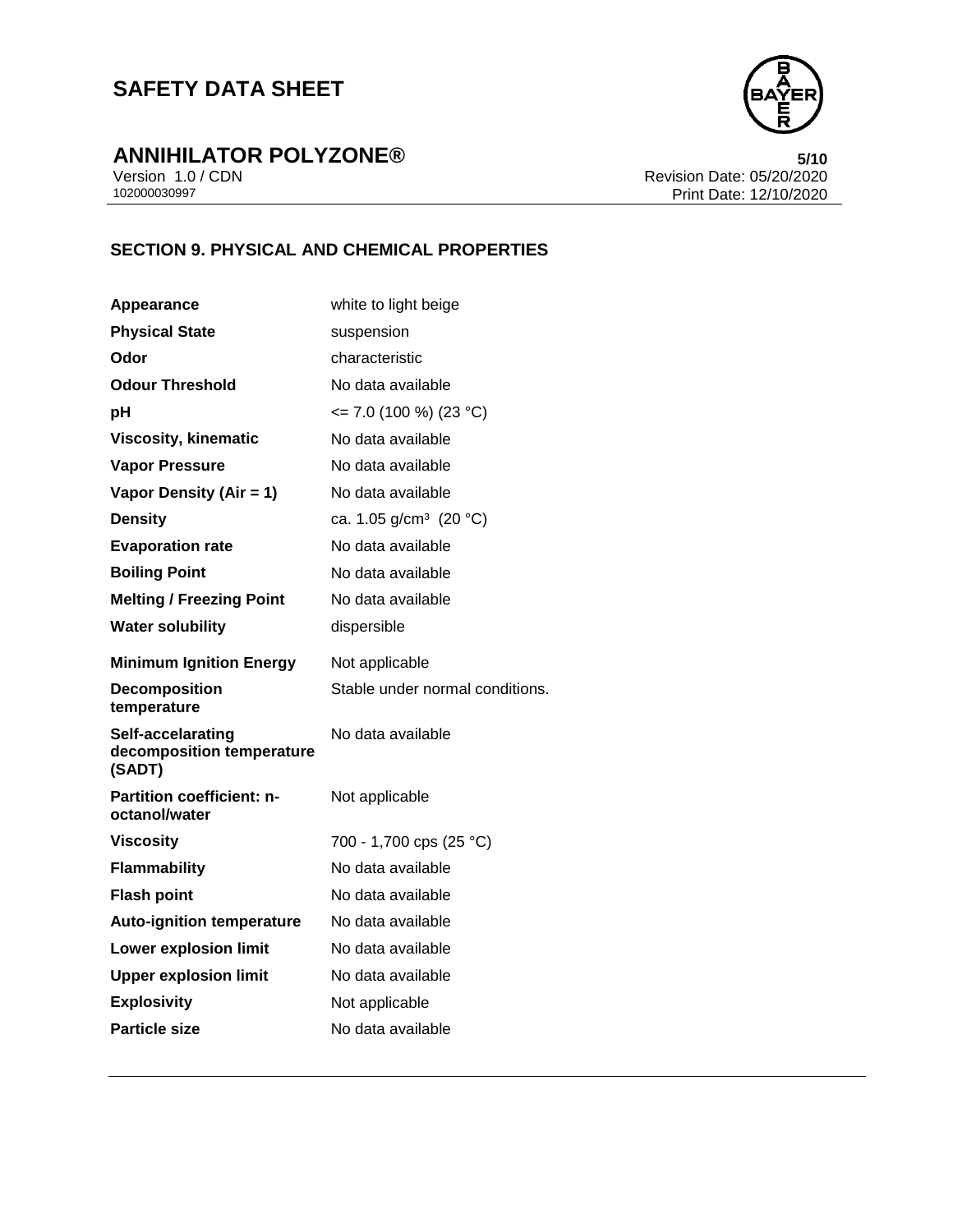## SECTION 9. PHYSICAL AND CHEMICAL PROPERTIES

| | |
|---|---|
| **Appearance** | white to light beige |
| **Physical State** | suspension |
| **Odor** | characteristic |
| **Odour Threshold** | No data available |
| **pH** | <= 7.0 (100 %) (23 °C) |
| **Viscosity, kinematic** | No data available |
| **Vapor Pressure** | No data available |
| **Vapor Density (Air = 1)** | No data available |
| **Density** | ca. 1.05 g/cm³ (20 °C) |
| **Evaporation rate** | No data available |
| **Boiling Point** | No data available |
| **Melting / Freezing Point** | No data available |
| **Water solubility** | dispersible |
| **Minimum Ignition Energy** | Not applicable |
| **Decomposition temperature** | Stable under normal conditions. |
| **Self-accelarating decomposition temperature (SADT)** | No data available |
| **Partition coefficient: n-octanol/water** | Not applicable |
| **Viscosity** | 700 - 1,700 cps (25 °C) |
| **Flammability** | No data available |
| **Flash point** | No data available |
| **Auto-ignition temperature** | No data available |
| **Lower explosion limit** | No data available |
| **Upper explosion limit** | No data available |
| **Explosivity** | Not applicable |
| **Particle size** | No data available |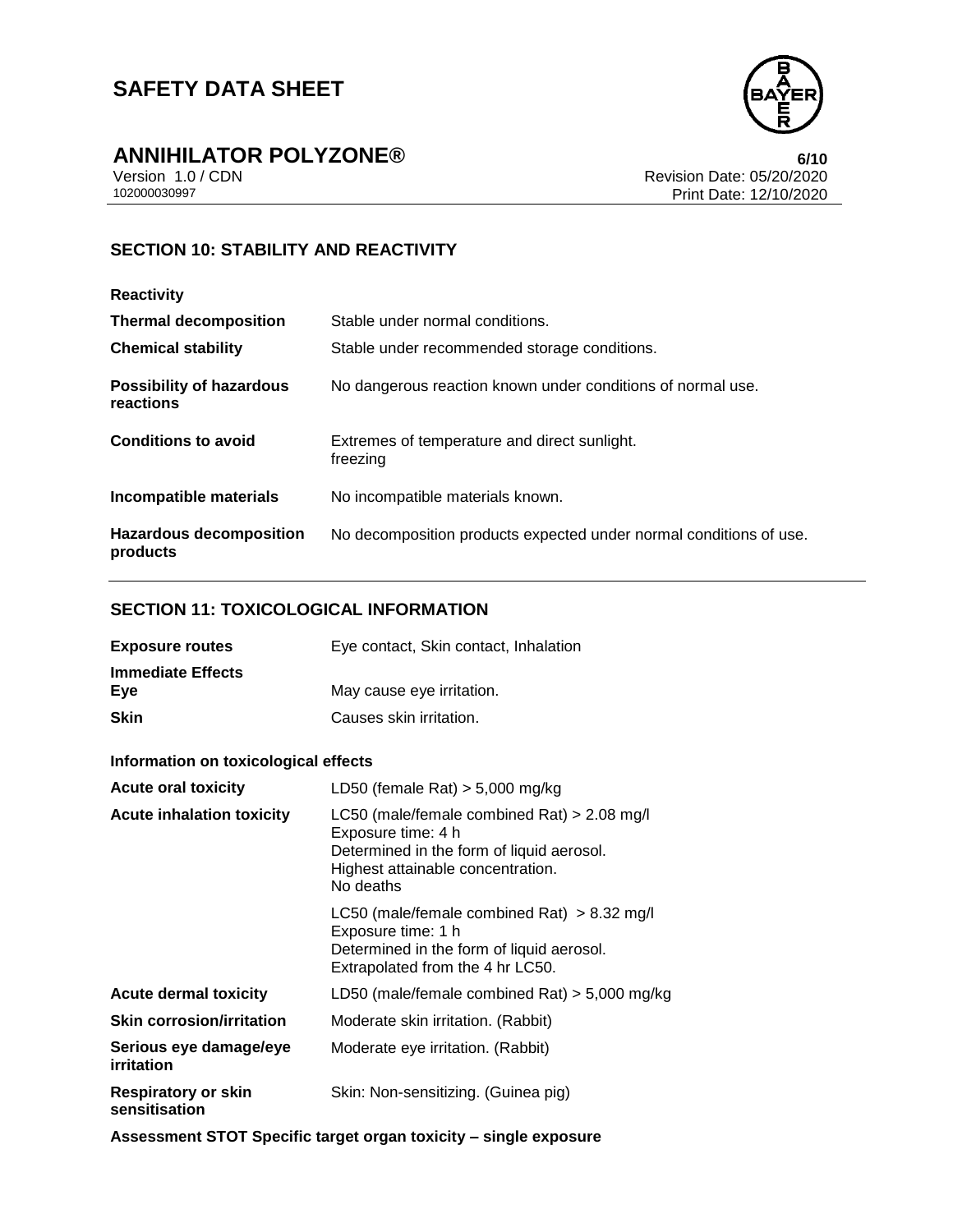## SECTION 10: STABILITY AND REACTIVITY

**Reactivity**

| | |
|---|---|
| **Thermal decomposition** | Stable under normal conditions. |
| **Chemical stability** | Stable under recommended storage conditions. |
| **Possibility of hazardous reactions** | No dangerous reaction known under conditions of normal use. |
| **Conditions to avoid** | Extremes of temperature and direct sunlight.<br>freezing |
| **Incompatible materials** | No incompatible materials known. |
| **Hazardous decomposition products** | No decomposition products expected under normal conditions of use. |

## SECTION 11: TOXICOLOGICAL INFORMATION

| | |
|---|---|
| **Exposure routes** | Eye contact, Skin contact, Inhalation |

**Immediate Effects**

| | |
|---|---|
| **Eye** | May cause eye irritation. |
| **Skin** | Causes skin irritation. |

**Information on toxicological effects**

| | |
|---|---|
| **Acute oral toxicity** | LD50 (female Rat) > 5,000 mg/kg |
| **Acute inhalation toxicity** | LC50 (male/female combined Rat) > 2.08 mg/l<br>Exposure time: 4 h<br>Determined in the form of liquid aerosol.<br>Highest attainable concentration.<br>No deaths |
| | LC50 (male/female combined Rat) > 8.32 mg/l<br>Exposure time: 1 h<br>Determined in the form of liquid aerosol.<br>Extrapolated from the 4 hr LC50. |
| **Acute dermal toxicity** | LD50 (male/female combined Rat) > 5,000 mg/kg |
| **Skin corrosion/irritation** | Moderate skin irritation. (Rabbit) |
| **Serious eye damage/eye irritation** | Moderate eye irritation. (Rabbit) |
| **Respiratory or skin sensitisation** | Skin: Non-sensitizing. (Guinea pig) |

**Assessment STOT Specific target organ toxicity – single exposure**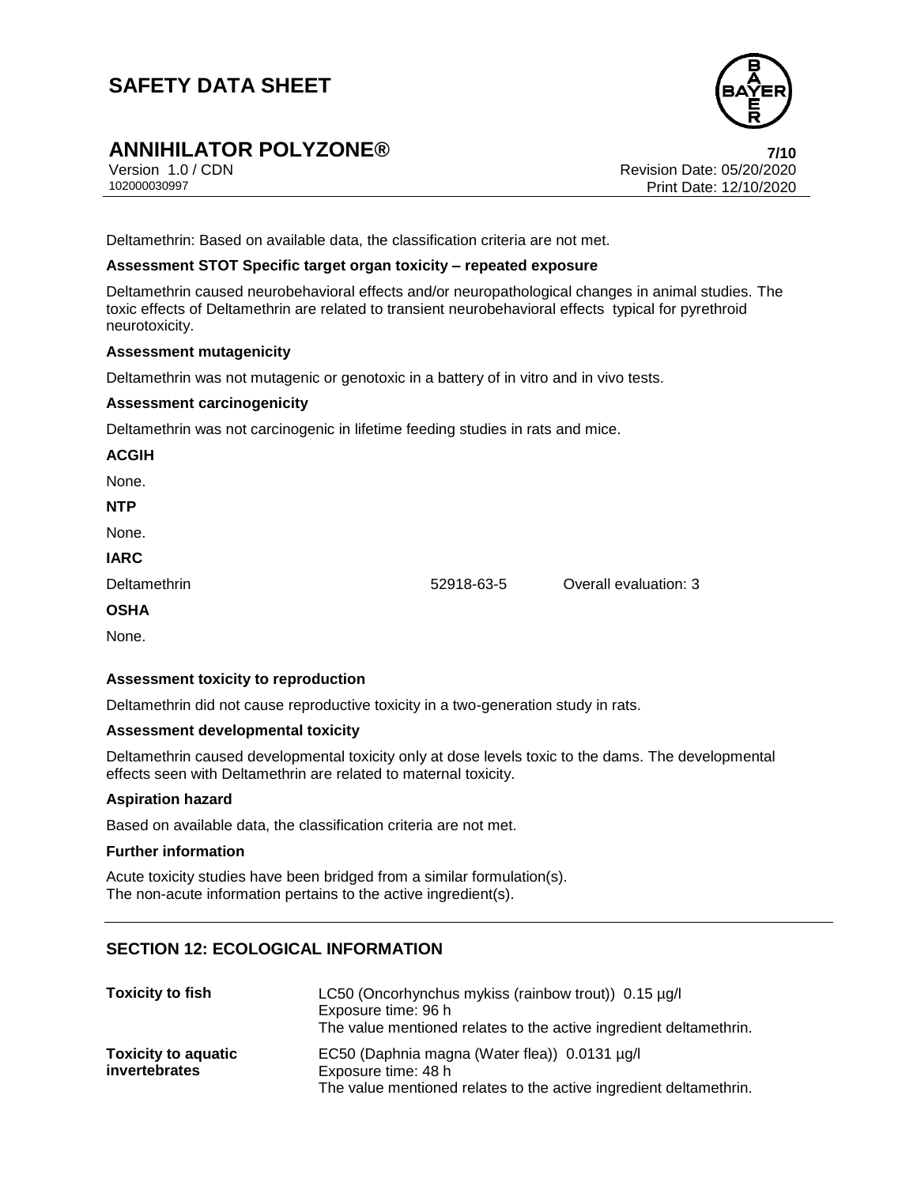Deltamethrin: Based on available data, the classification criteria are not met.

**Assessment STOT Specific target organ toxicity – repeated exposure**

Deltamethrin caused neurobehavioral effects and/or neuropathological changes in animal studies. The toxic effects of Deltamethrin are related to transient neurobehavioral effects typical for pyrethroid neurotoxicity.

**Assessment mutagenicity**

Deltamethrin was not mutagenic or genotoxic in a battery of in vitro and in vivo tests.

**Assessment carcinogenicity**

Deltamethrin was not carcinogenic in lifetime feeding studies in rats and mice.

**ACGIH**

None.

**NTP**

None.

**IARC**

| | | |
|---|---|---|
| Deltamethrin | 52918-63-5 | Overall evaluation: 3 |

**OSHA**

None.

**Assessment toxicity to reproduction**

Deltamethrin did not cause reproductive toxicity in a two-generation study in rats.

**Assessment developmental toxicity**

Deltamethrin caused developmental toxicity only at dose levels toxic to the dams. The developmental effects seen with Deltamethrin are related to maternal toxicity.

**Aspiration hazard**

Based on available data, the classification criteria are not met.

**Further information**

Acute toxicity studies have been bridged from a similar formulation(s).
The non-acute information pertains to the active ingredient(s).

## SECTION 12: ECOLOGICAL INFORMATION

| | |
|---|---|
| **Toxicity to fish** | LC50 (Oncorhynchus mykiss (rainbow trout)) 0.15 µg/l<br>Exposure time: 96 h<br>The value mentioned relates to the active ingredient deltamethrin. |
| **Toxicity to aquatic invertebrates** | EC50 (Daphnia magna (Water flea)) 0.0131 µg/l<br>Exposure time: 48 h<br>The value mentioned relates to the active ingredient deltamethrin. |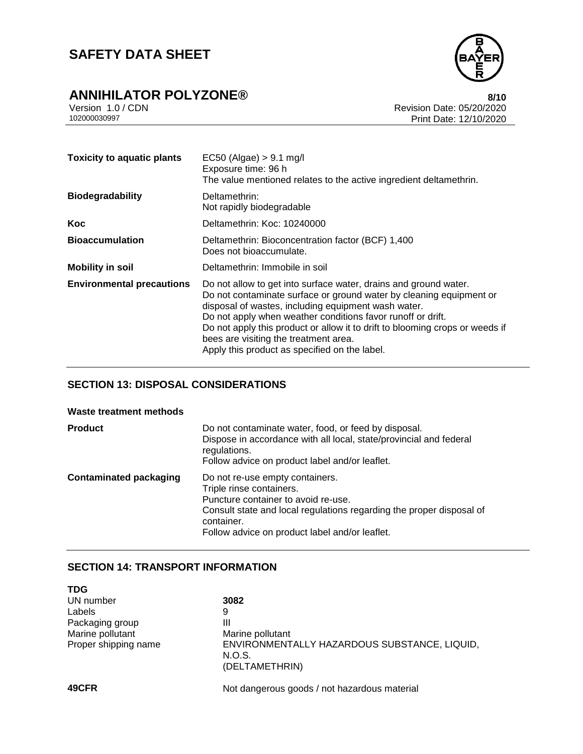| | |
|---|---|
| **Toxicity to aquatic plants** | EC50 (Algae) > 9.1 mg/l<br>Exposure time: 96 h<br>The value mentioned relates to the active ingredient deltamethrin. |
| **Biodegradability** | Deltamethrin:<br>Not rapidly biodegradable |
| **Koc** | Deltamethrin: Koc: 10240000 |
| **Bioaccumulation** | Deltamethrin: Bioconcentration factor (BCF) 1,400<br>Does not bioaccumulate. |
| **Mobility in soil** | Deltamethrin: Immobile in soil |
| **Environmental precautions** | Do not allow to get into surface water, drains and ground water.<br>Do not contaminate surface or ground water by cleaning equipment or disposal of wastes, including equipment wash water.<br>Do not apply when weather conditions favor runoff or drift.<br>Do not apply this product or allow it to drift to blooming crops or weeds if bees are visiting the treatment area.<br>Apply this product as specified on the label. |

## SECTION 13: DISPOSAL CONSIDERATIONS

**Waste treatment methods**

| | |
|---|---|
| **Product** | Do not contaminate water, food, or feed by disposal.<br>Dispose in accordance with all local, state/provincial and federal regulations.<br>Follow advice on product label and/or leaflet. |
| **Contaminated packaging** | Do not re-use empty containers.<br>Triple rinse containers.<br>Puncture container to avoid re-use.<br>Consult state and local regulations regarding the proper disposal of container.<br>Follow advice on product label and/or leaflet. |

## SECTION 14: TRANSPORT INFORMATION

**TDG**

| | |
|---|---|
| UN number | **3082** |
| Labels | 9 |
| Packaging group | III |
| Marine pollutant | Marine pollutant |
| Proper shipping name | ENVIRONMENTALLY HAZARDOUS SUBSTANCE, LIQUID, N.O.S.<br>(DELTAMETHRIN) |

**49CFR** Not dangerous goods / not hazardous material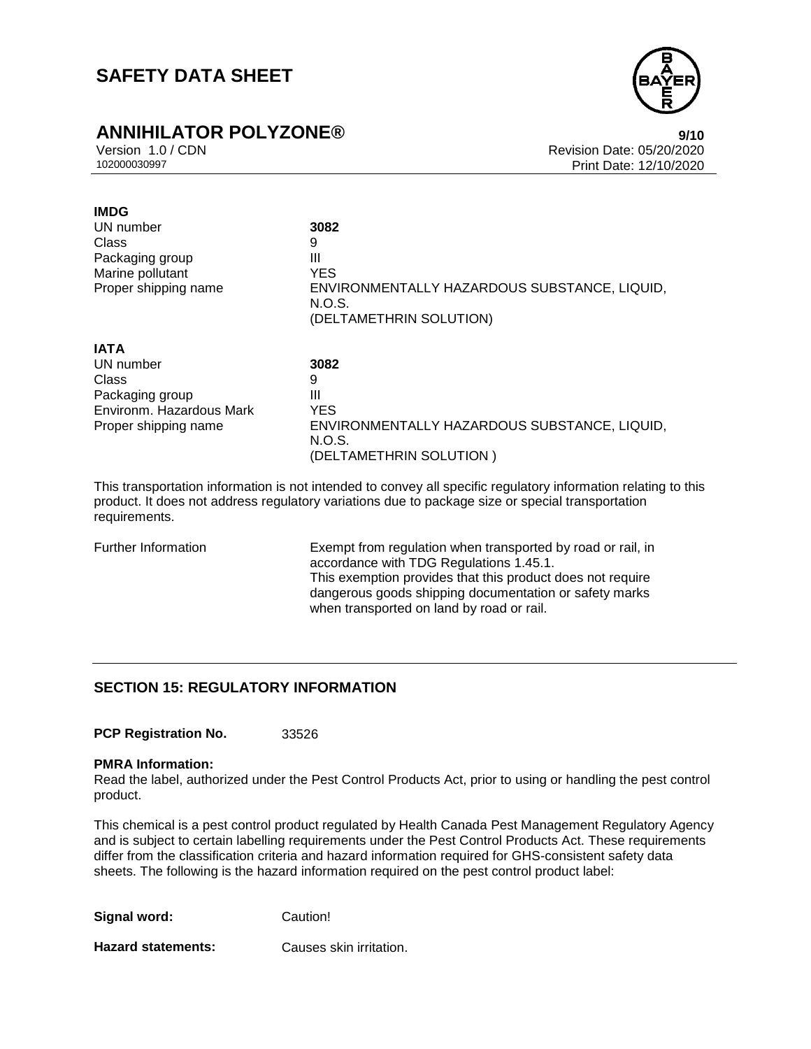**IMDG**

| | |
|---|---|
| UN number | **3082** |
| Class | 9 |
| Packaging group | III |
| Marine pollutant | YES |
| Proper shipping name | ENVIRONMENTALLY HAZARDOUS SUBSTANCE, LIQUID, N.O.S. (DELTAMETHRIN SOLUTION) |

**IATA**

| | |
|---|---|
| UN number | **3082** |
| Class | 9 |
| Packaging group | III |
| Environm. Hazardous Mark | YES |
| Proper shipping name | ENVIRONMENTALLY HAZARDOUS SUBSTANCE, LIQUID, N.O.S. (DELTAMETHRIN SOLUTION ) |

This transportation information is not intended to convey all specific regulatory information relating to this product. It does not address regulatory variations due to package size or special transportation requirements.

| | |
|---|---|
| Further Information | Exempt from regulation when transported by road or rail, in accordance with TDG Regulations 1.45.1. This exemption provides that this product does not require dangerous goods shipping documentation or safety marks when transported on land by road or rail. |

## SECTION 15: REGULATORY INFORMATION

**PCP Registration No.** 33526

**PMRA Information:**
Read the label, authorized under the Pest Control Products Act, prior to using or handling the pest control product.

This chemical is a pest control product regulated by Health Canada Pest Management Regulatory Agency and is subject to certain labelling requirements under the Pest Control Products Act. These requirements differ from the classification criteria and hazard information required for GHS-consistent safety data sheets. The following is the hazard information required on the pest control product label:

**Signal word:** Caution!

**Hazard statements:** Causes skin irritation.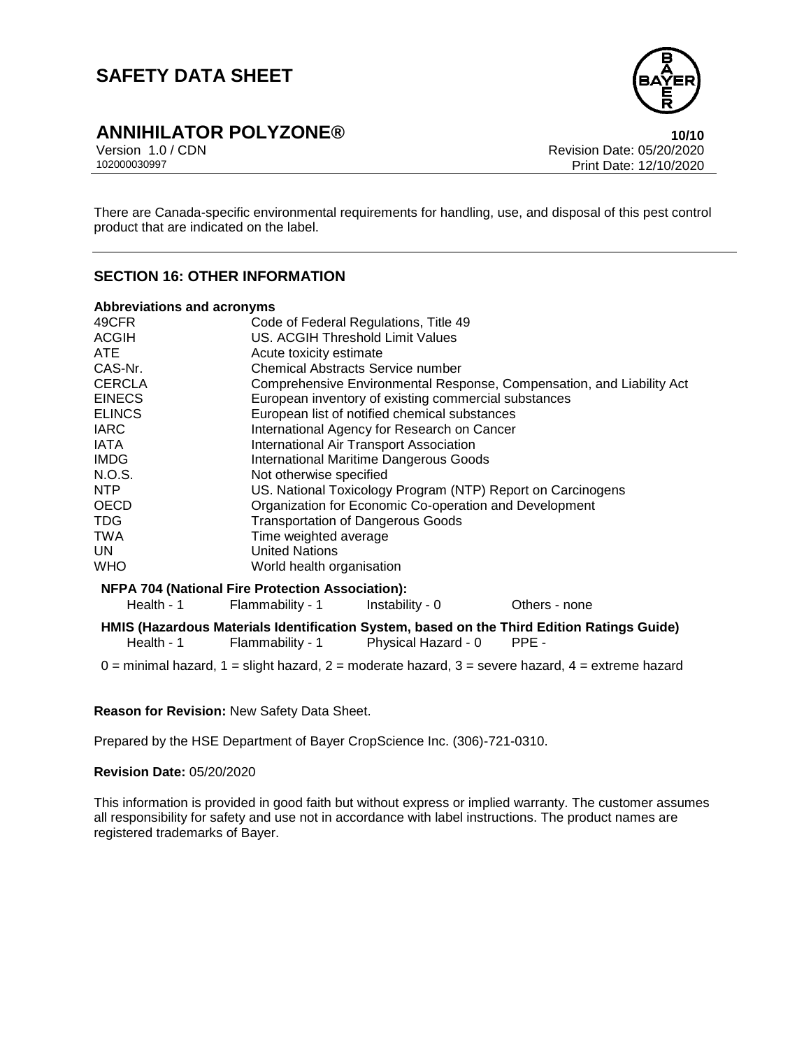There are Canada-specific environmental requirements for handling, use, and disposal of this pest control product that are indicated on the label.

## SECTION 16: OTHER INFORMATION

**Abbreviations and acronyms**

| | |
|---|---|
| 49CFR | Code of Federal Regulations, Title 49 |
| ACGIH | US. ACGIH Threshold Limit Values |
| ATE | Acute toxicity estimate |
| CAS-Nr. | Chemical Abstracts Service number |
| CERCLA | Comprehensive Environmental Response, Compensation, and Liability Act |
| EINECS | European inventory of existing commercial substances |
| ELINCS | European list of notified chemical substances |
| IARC | International Agency for Research on Cancer |
| IATA | International Air Transport Association |
| IMDG | International Maritime Dangerous Goods |
| N.O.S. | Not otherwise specified |
| NTP | US. National Toxicology Program (NTP) Report on Carcinogens |
| OECD | Organization for Economic Co-operation and Development |
| TDG | Transportation of Dangerous Goods |
| TWA | Time weighted average |
| UN | United Nations |
| WHO | World health organisation |

**NFPA 704 (National Fire Protection Association):**

Health - 1 Flammability - 1 Instability - 0 Others - none

**HMIS (Hazardous Materials Identification System, based on the Third Edition Ratings Guide)**

Health - 1 Flammability - 1 Physical Hazard - 0 PPE -

0 = minimal hazard, 1 = slight hazard, 2 = moderate hazard, 3 = severe hazard, 4 = extreme hazard

**Reason for Revision:** New Safety Data Sheet.

Prepared by the HSE Department of Bayer CropScience Inc. (306)-721-0310.

**Revision Date:** 05/20/2020

This information is provided in good faith but without express or implied warranty. The customer assumes all responsibility for safety and use not in accordance with label instructions. The product names are registered trademarks of Bayer.